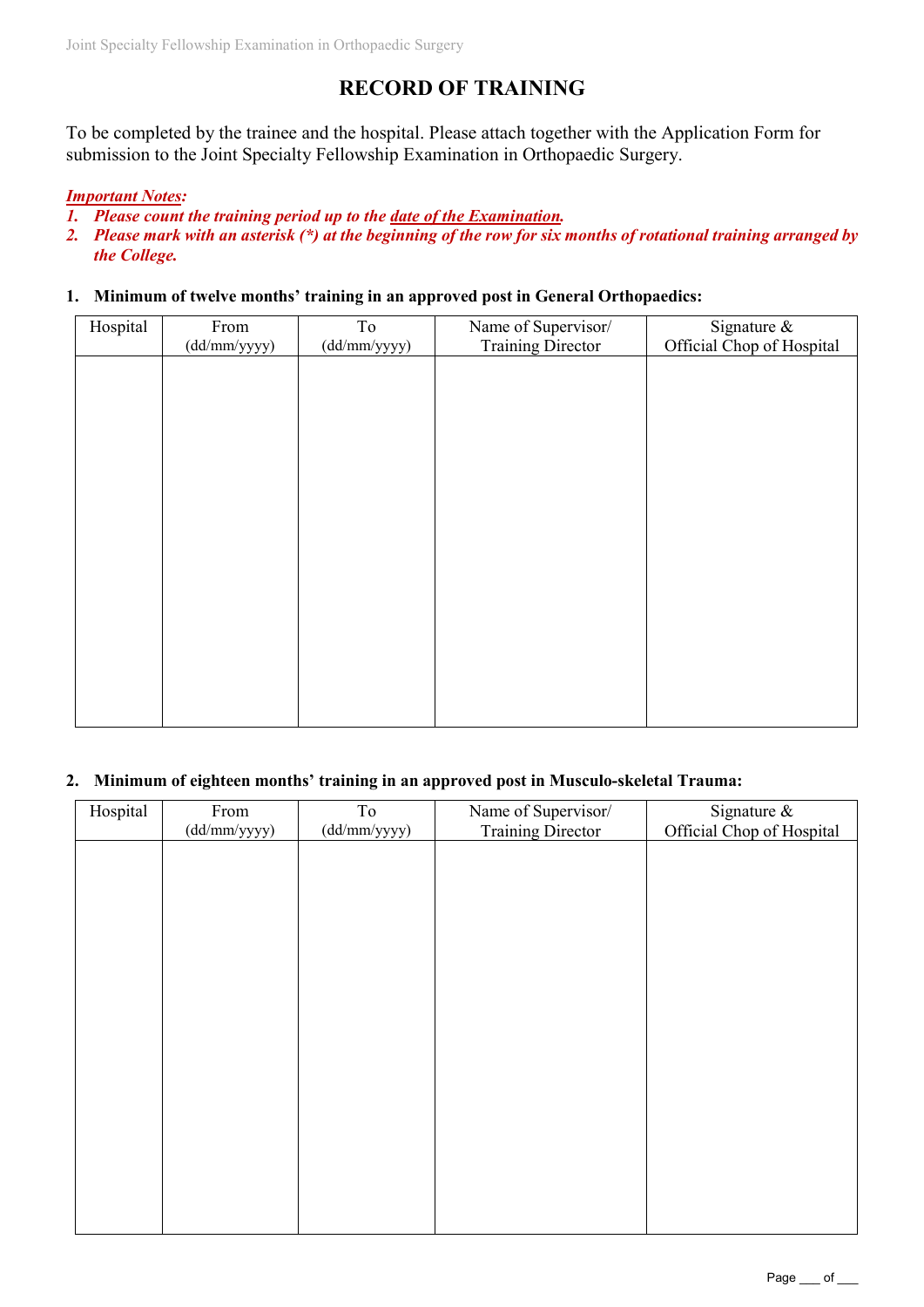# RECORD OF TRAINING

To be completed by the trainee and the hospital. Please attach together with the Application Form for submission to the Joint Specialty Fellowship Examination in Orthopaedic Surgery.

***Important Notes:***

1. ***Please count the training period up to the date of the Examination.***
2. ***Please mark with an asterisk (*) at the beginning of the row for six months of rotational training arranged by the College.***

**1. Minimum of twelve months' training in an approved post in General Orthopaedics:**

| Hospital | From (dd/mm/yyyy) | To (dd/mm/yyyy) | Name of Supervisor/ Training Director | Signature & Official Chop of Hospital |
|---|---|---|---|---|
| | | | | |

**2. Minimum of eighteen months' training in an approved post in Musculo-skeletal Trauma:**

| Hospital | From (dd/mm/yyyy) | To (dd/mm/yyyy) | Name of Supervisor/ Training Director | Signature & Official Chop of Hospital |
|---|---|---|---|---|
| | | | | |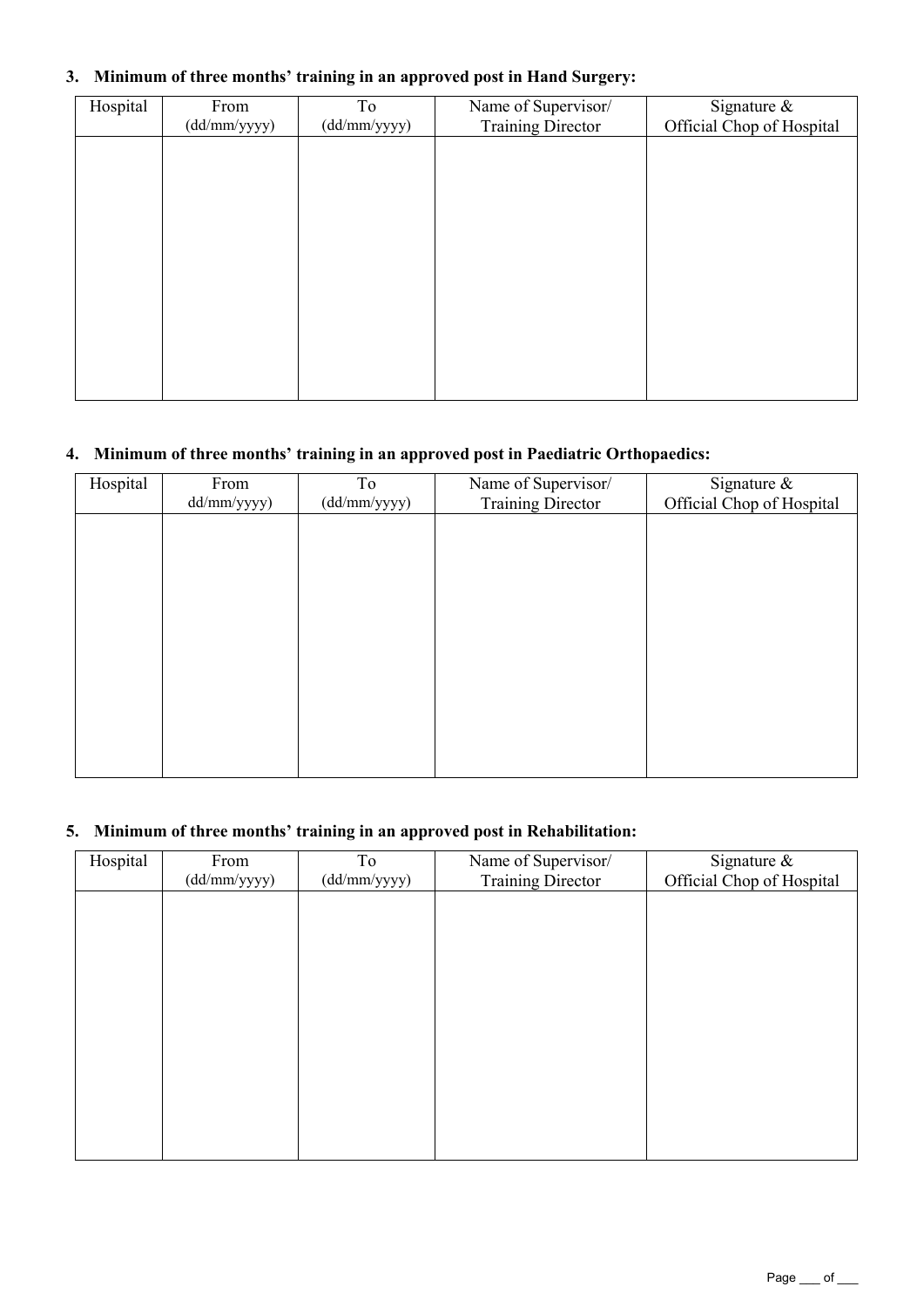**3. Minimum of three months' training in an approved post in Hand Surgery:**

| Hospital | From (dd/mm/yyyy) | To (dd/mm/yyyy) | Name of Supervisor/ Training Director | Signature & Official Chop of Hospital |
|---|---|---|---|---|
| | | | | |

**4. Minimum of three months' training in an approved post in Paediatric Orthopaedics:**

| Hospital | From dd/mm/yyyy) | To (dd/mm/yyyy) | Name of Supervisor/ Training Director | Signature & Official Chop of Hospital |
|---|---|---|---|---|
| | | | | |

**5. Minimum of three months' training in an approved post in Rehabilitation:**

| Hospital | From (dd/mm/yyyy) | To (dd/mm/yyyy) | Name of Supervisor/ Training Director | Signature & Official Chop of Hospital |
|---|---|---|---|---|
| | | | | |